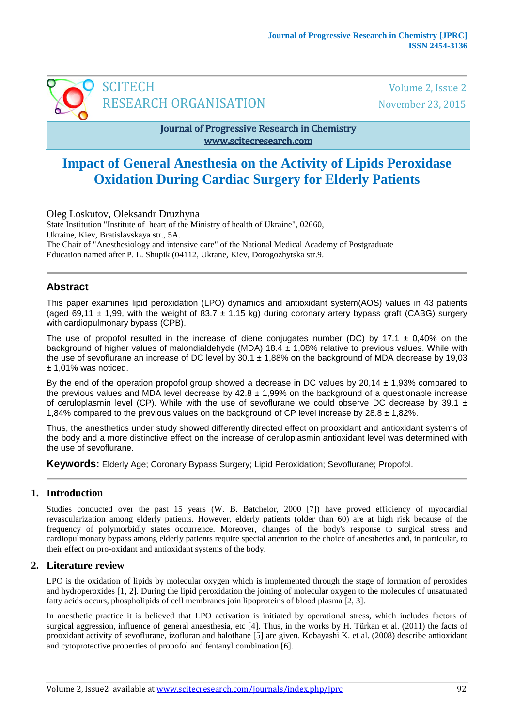# Impact of General Anesthesia on the Activity of Lipids Peroxidase Oxidation During Cardiac Surgery for Elderly Patients

Oleg Loskutov, Oleksandr Druzhyna

State Institution "Institute of heart of the Ministry of health of Ukraine", 02660, Ukraine, Kiev, Bratislavskaya str., 5A.

The Chair of "Anesthesiology and intensive care" of the National Medical Academy of Postgraduate Education named after P. L. Shupik (04112, Ukrane, Kiev, Dorogozhytska str.9.

## Abstract

This paper examines lipid peroxidation (LPO) dynamics and antioxidant system(AOS) values in 43 patients (aged 69,11 ± 1,99, with the weight of 83.7 ± 1.15 kg) during coronary artery bypass graft (CABG) surgery with cardiopulmonary bypass (CPB).

The use of propofol resulted in the increase of diene conjugates number (DC) by 17.1 ± 0,40% on the background of higher values of malondialdehyde (MDA) 18.4 ± 1,08% relative to previous values. While with the use of sevoflurane an increase of DC level by 30.1 ± 1,88% on the background of MDA decrease by 19,03 ± 1,01% was noticed.

By the end of the operation propofol group showed a decrease in DC values by 20,14 ± 1,93% compared to the previous values and MDA level decrease by 42.8 ± 1,99% on the background of a questionable increase of ceruloplasmin level (CP). While with the use of sevoflurane we could observe DC decrease by 39.1 ± 1,84% compared to the previous values on the background of CP level increase by 28.8 ± 1,82%.

Thus, the anesthetics under study showed differently directed effect on prooxidant and antioxidant systems of the body and a more distinctive effect on the increase of ceruloplasmin antioxidant level was determined with the use of sevoflurane.

**Keywords:** Elderly Age; Coronary Bypass Surgery; Lipid Peroxidation; Sevoflurane; Propofol.

## 1. Introduction

Studies conducted over the past 15 years (W. B. Batchelor, 2000 [7]) have proved efficiency of myocardial revascularization among elderly patients. However, elderly patients (older than 60) are at high risk because of the frequency of polymorbidly states occurrence. Moreover, changes of the body's response to surgical stress and cardiopulmonary bypass among elderly patients require special attention to the choice of anesthetics and, in particular, to their effect on pro-oxidant and antioxidant systems of the body.

## 2. Literature review

LPO is the oxidation of lipids by molecular oxygen which is implemented through the stage of formation of peroxides and hydroperoxides [1, 2]. During the lipid peroxidation the joining of molecular oxygen to the molecules of unsaturated fatty acids occurs, phospholipids of cell membranes join lipoproteins of blood plasma [2, 3].

In anesthetic practice it is believed that LPO activation is initiated by operational stress, which includes factors of surgical aggression, influence of general anaesthesia, etc [4]. Thus, in the works by H. Türkan et al. (2011) the facts of prooxidant activity of sevoflurane, izofluran and halothane [5] are given. Kobayashi K. et al. (2008) describe antioxidant and cytoprotective properties of propofol and fentanyl combination [6].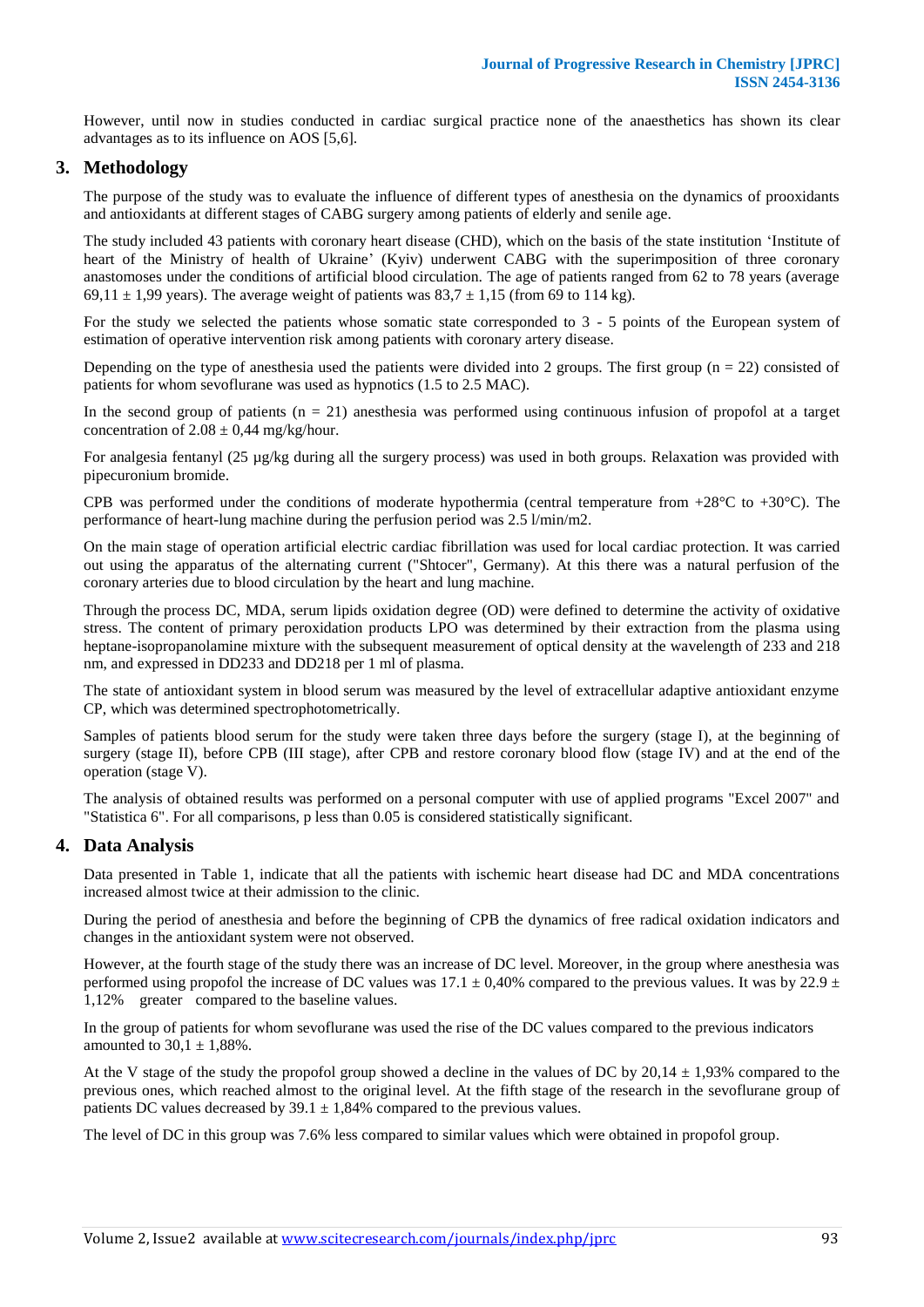However, until now in studies conducted in cardiac surgical practice none of the anaesthetics has shown its clear advantages as to its influence on AOS [5,6].

## 3. Methodology

The purpose of the study was to evaluate the influence of different types of anesthesia on the dynamics of prooxidants and antioxidants at different stages of CABG surgery among patients of elderly and senile age.

The study included 43 patients with coronary heart disease (CHD), which on the basis of the state institution 'Institute of heart of the Ministry of health of Ukraine' (Kyiv) underwent CABG with the superimposition of three coronary anastomoses under the conditions of artificial blood circulation. The age of patients ranged from 62 to 78 years (average 69,11 ± 1,99 years). The average weight of patients was 83,7 ± 1,15 (from 69 to 114 kg).

For the study we selected the patients whose somatic state corresponded to 3 - 5 points of the European system of estimation of operative intervention risk among patients with coronary artery disease.

Depending on the type of anesthesia used the patients were divided into 2 groups. The first group ($n = 22$) consisted of patients for whom sevoflurane was used as hypnotics (1.5 to 2.5 MAC).

In the second group of patients ($n = 21$) anesthesia was performed using continuous infusion of propofol at a target concentration of 2.08 ± 0,44 mg/kg/hour.

For analgesia fentanyl (25 µg/kg during all the surgery process) was used in both groups. Relaxation was provided with pipecuronium bromide.

CPB was performed under the conditions of moderate hypothermia (central temperature from +28°C to +30°C). The performance of heart-lung machine during the perfusion period was 2.5 l/min/m2.

On the main stage of operation artificial electric cardiac fibrillation was used for local cardiac protection. It was carried out using the apparatus of the alternating current ("Shtocer", Germany). At this there was a natural perfusion of the coronary arteries due to blood circulation by the heart and lung machine.

Through the process DC, MDA, serum lipids oxidation degree (OD) were defined to determine the activity of oxidative stress. The content of primary peroxidation products LPO was determined by their extraction from the plasma using heptane-isopropanolamine mixture with the subsequent measurement of optical density at the wavelength of 233 and 218 nm, and expressed in DD233 and DD218 per 1 ml of plasma.

The state of antioxidant system in blood serum was measured by the level of extracellular adaptive antioxidant enzyme CP, which was determined spectrophotometrically.

Samples of patients blood serum for the study were taken three days before the surgery (stage I), at the beginning of surgery (stage II), before CPB (III stage), after CPB and restore coronary blood flow (stage IV) and at the end of the operation (stage V).

The analysis of obtained results was performed on a personal computer with use of applied programs "Excel 2007" and "Statistica 6". For all comparisons, p less than 0.05 is considered statistically significant.

## 4. Data Analysis

Data presented in Table 1, indicate that all the patients with ischemic heart disease had DC and MDA concentrations increased almost twice at their admission to the clinic.

During the period of anesthesia and before the beginning of CPB the dynamics of free radical oxidation indicators and changes in the antioxidant system were not observed.

However, at the fourth stage of the study there was an increase of DC level. Moreover, in the group where anesthesia was performed using propofol the increase of DC values was 17.1 ± 0,40% compared to the previous values. It was by 22.9 ± 1,12% greater compared to the baseline values.

In the group of patients for whom sevoflurane was used the rise of the DC values compared to the previous indicators amounted to 30,1 ± 1,88%.

At the V stage of the study the propofol group showed a decline in the values of DC by 20,14 ± 1,93% compared to the previous ones, which reached almost to the original level. At the fifth stage of the research in the sevoflurane group of patients DC values decreased by 39.1 ± 1,84% compared to the previous values.

The level of DC in this group was 7.6% less compared to similar values which were obtained in propofol group.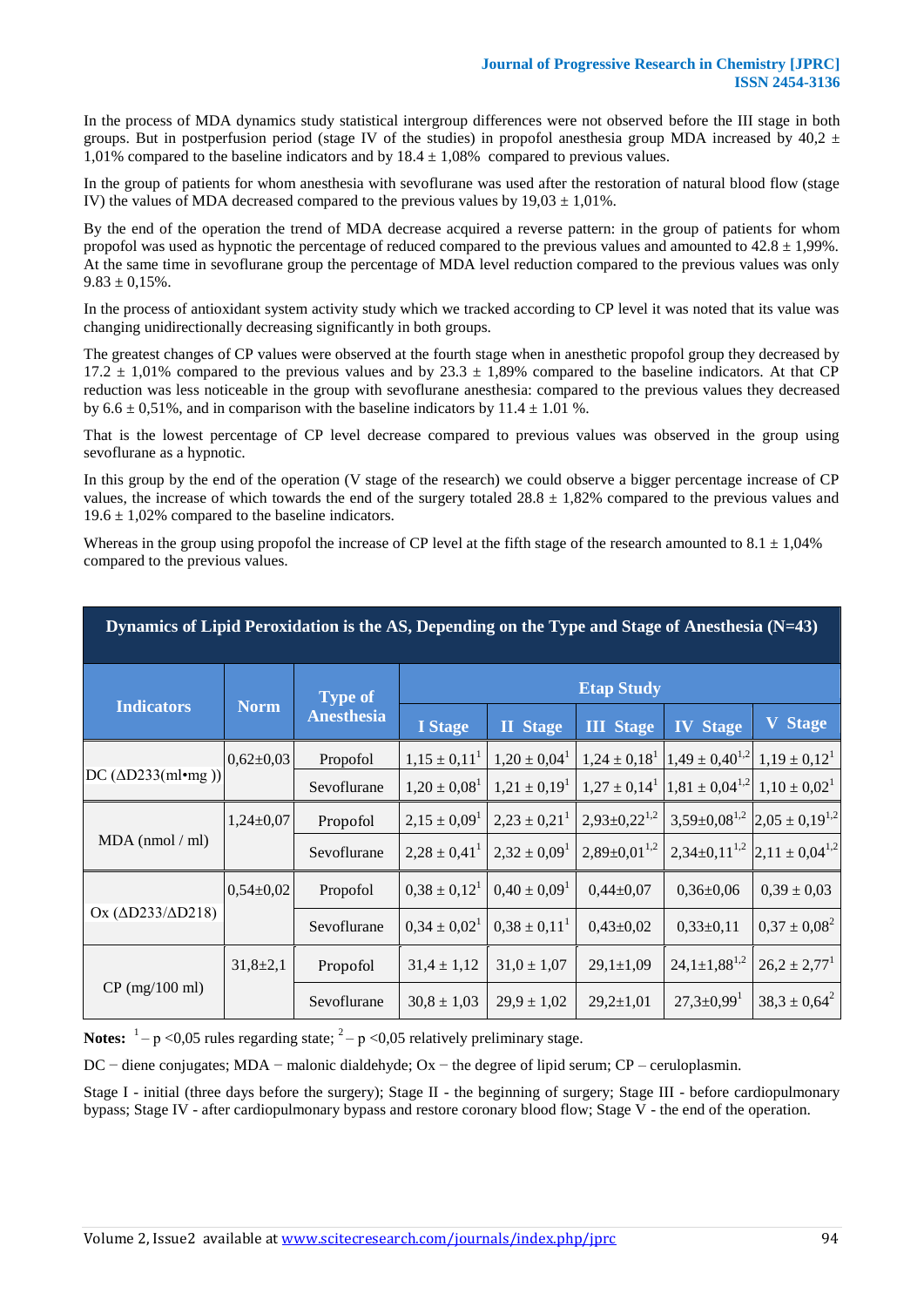In the process of MDA dynamics study statistical intergroup differences were not observed before the III stage in both groups. But in postperfusion period (stage IV of the studies) in propofol anesthesia group MDA increased by 40,2 ± 1,01% compared to the baseline indicators and by 18.4 ± 1,08% compared to previous values.

In the group of patients for whom anesthesia with sevoflurane was used after the restoration of natural blood flow (stage IV) the values of MDA decreased compared to the previous values by 19,03 ± 1,01%.

By the end of the operation the trend of MDA decrease acquired a reverse pattern: in the group of patients for whom propofol was used as hypnotic the percentage of reduced compared to the previous values and amounted to 42.8 ± 1,99%. At the same time in sevoflurane group the percentage of MDA level reduction compared to the previous values was only 9.83 ± 0,15%.

In the process of antioxidant system activity study which we tracked according to CP level it was noted that its value was changing unidirectionally decreasing significantly in both groups.

The greatest changes of CP values were observed at the fourth stage when in anesthetic propofol group they decreased by 17.2 ± 1,01% compared to the previous values and by 23.3 ± 1,89% compared to the baseline indicators. At that CP reduction was less noticeable in the group with sevoflurane anesthesia: compared to the previous values they decreased by 6.6 ± 0,51%, and in comparison with the baseline indicators by 11.4 ± 1.01 %.

That is the lowest percentage of CP level decrease compared to previous values was observed in the group using sevoflurane as a hypnotic.

In this group by the end of the operation (V stage of the research) we could observe a bigger percentage increase of CP values, the increase of which towards the end of the surgery totaled 28.8 ± 1,82% compared to the previous values and 19.6 ± 1,02% compared to the baseline indicators.

Whereas in the group using propofol the increase of CP level at the fifth stage of the research amounted to 8.1 ± 1,04% compared to the previous values.

**Dynamics of Lipid Peroxidation is the AS, Depending on the Type and Stage of Anesthesia (N=43)**

| Indicators | Norm | Type of Anesthesia | Etap Study | | | | |
|---|---|---|---|---|---|---|---|
| | | | I Stage | II Stage | III Stage | IV Stage | V Stage |
| DC (ΔD233(ml•mg )) | 0,62±0,03 | Propofol | 1,15 ± 0,11[1] | 1,20 ± 0,04[1] | 1,24 ± 0,18[1] | 1,49 ± 0,40[1,2] | 1,19 ± 0,12[1] |
| | | Sevoflurane | 1,20 ± 0,08[1] | 1,21 ± 0,19[1] | 1,27 ± 0,14[1] | 1,81 ± 0,04[1,2] | 1,10 ± 0,02[1] |
| MDA (nmol / ml) | 1,24±0,07 | Propofol | 2,15 ± 0,09[1] | 2,23 ± 0,21[1] | 2,93±0,22[1,2] | 3,59±0,08[1,2] | 2,05 ± 0,19[1,2] |
| | | Sevoflurane | 2,28 ± 0,41[1] | 2,32 ± 0,09[1] | 2,89±0,01[1,2] | 2,34±0,11[1,2] | 2,11 ± 0,04[1,2] |
| Ox (ΔD233/ΔD218) | 0,54±0,02 | Propofol | 0,38 ± 0,12[1] | 0,40 ± 0,09[1] | 0,44±0,07 | 0,36±0,06 | 0,39 ± 0,03 |
| | | Sevoflurane | 0,34 ± 0,02[1] | 0,38 ± 0,11[1] | 0,43±0,02 | 0,33±0,11 | 0,37 ± 0,08[2] |
| CP (mg/100 ml) | 31,8±2,1 | Propofol | 31,4 ± 1,12 | 31,0 ± 1,07 | 29,1±1,09 | 24,1±1,88[1,2] | 26,2 ± 2,77[1] |
| | | Sevoflurane | 30,8 ± 1,03 | 29,9 ± 1,02 | 29,2±1,01 | 27,3±0,99[1] | 38,3 ± 0,64[2] |

**Notes:** [1] – p <0,05 rules regarding state; [2] – p <0,05 relatively preliminary stage.

DC − diene conjugates; MDA − malonic dialdehyde; Ox − the degree of lipid serum; CP – ceruloplasmin.

Stage I - initial (three days before the surgery); Stage II - the beginning of surgery; Stage III - before cardiopulmonary bypass; Stage IV - after cardiopulmonary bypass and restore coronary blood flow; Stage V - the end of the operation.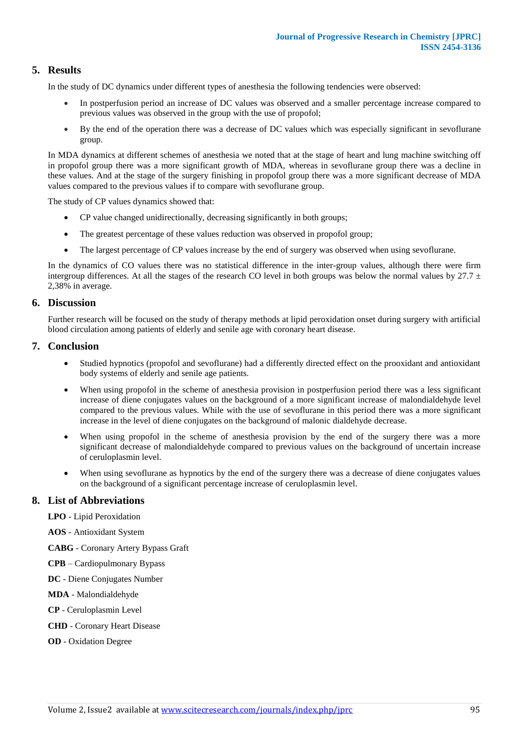## 5. Results

In the study of DC dynamics under different types of anesthesia the following tendencies were observed:

- In postperfusion period an increase of DC values was observed and a smaller percentage increase compared to previous values was observed in the group with the use of propofol;
- By the end of the operation there was a decrease of DC values which was especially significant in sevoflurane group.

In MDA dynamics at different schemes of anesthesia we noted that at the stage of heart and lung machine switching off in propofol group there was a more significant growth of MDA, whereas in sevoflurane group there was a decline in these values. And at the stage of the surgery finishing in propofol group there was a more significant decrease of MDA values compared to the previous values if to compare with sevoflurane group.

The study of CP values dynamics showed that:

- CP value changed unidirectionally, decreasing significantly in both groups;
- The greatest percentage of these values reduction was observed in propofol group;
- The largest percentage of CP values increase by the end of surgery was observed when using sevoflurane.

In the dynamics of CO values there was no statistical difference in the inter-group values, although there were firm intergroup differences. At all the stages of the research CO level in both groups was below the normal values by $27.7 \pm 2{,}38\%$ in average.

## 6. Discussion

Further research will be focused on the study of therapy methods at lipid peroxidation onset during surgery with artificial blood circulation among patients of elderly and senile age with coronary heart disease.

## 7. Conclusion

- Studied hypnotics (propofol and sevoflurane) had a differently directed effect on the prooxidant and antioxidant body systems of elderly and senile age patients.
- When using propofol in the scheme of anesthesia provision in postperfusion period there was a less significant increase of diene conjugates values on the background of a more significant increase of malondialdehyde level compared to the previous values. While with the use of sevoflurane in this period there was a more significant increase in the level of diene conjugates on the background of malonic dialdehyde decrease.
- When using propofol in the scheme of anesthesia provision by the end of the surgery there was a more significant decrease of malondialdehyde compared to previous values on the background of uncertain increase of ceruloplasmin level.
- When using sevoflurane as hypnotics by the end of the surgery there was a decrease of diene conjugates values on the background of a significant percentage increase of ceruloplasmin level.

## 8. List of Abbreviations

**LPO** - Lipid Peroxidation

**AOS** - Antioxidant System

**CABG** - Coronary Artery Bypass Graft

**CPB** – Cardiopulmonary Bypass

**DC** - Diene Conjugates Number

**MDA** - Malondialdehyde

**CP** - Ceruloplasmin Level

**CHD** - Coronary Heart Disease

**OD** - Oxidation Degree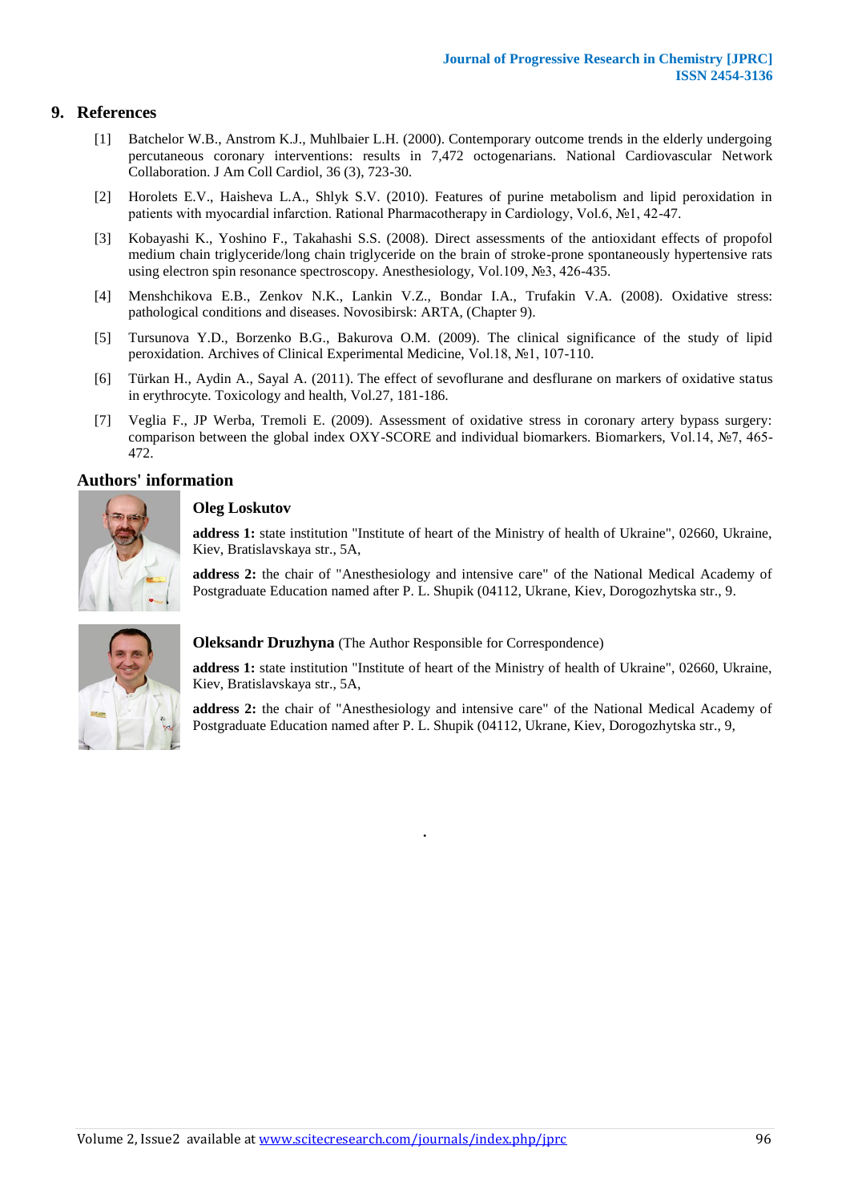## 9. References

[1] Batchelor W.B., Anstrom K.J., Muhlbaier L.H. (2000). Contemporary outcome trends in the elderly undergoing percutaneous coronary interventions: results in 7,472 octogenarians. National Cardiovascular Network Collaboration. J Am Coll Cardiol, 36 (3), 723-30.

[2] Horolets E.V., Haisheva L.A., Shlyk S.V. (2010). Features of purine metabolism and lipid peroxidation in patients with myocardial infarction. Rational Pharmacotherapy in Cardiology, Vol.6, №1, 42-47.

[3] Kobayashi K., Yoshino F., Takahashi S.S. (2008). Direct assessments of the antioxidant effects of propofol medium chain triglyceride/long chain triglyceride on the brain of stroke-prone spontaneously hypertensive rats using electron spin resonance spectroscopy. Anesthesiology, Vol.109, №3, 426-435.

[4] Menshchikova E.B., Zenkov N.K., Lankin V.Z., Bondar I.A., Trufakin V.A. (2008). Oxidative stress: pathological conditions and diseases. Novosibirsk: ARTA, (Chapter 9).

[5] Tursunova Y.D., Borzenko B.G., Bakurova O.M. (2009). The clinical significance of the study of lipid peroxidation. Archives of Clinical Experimental Medicine, Vol.18, №1, 107-110.

[6] Türkan H., Aydin A., Sayal A. (2011). The effect of sevoflurane and desflurane on markers of oxidative status in erythrocyte. Toxicology and health, Vol.27, 181-186.

[7] Veglia F., JP Werba, Tremoli E. (2009). Assessment of oxidative stress in coronary artery bypass surgery: comparison between the global index OXY-SCORE and individual biomarkers. Biomarkers, Vol.14, №7, 465-472.

### Authors' information

**Oleg Loskutov**

**address 1:** state institution "Institute of heart of the Ministry of health of Ukraine", 02660, Ukraine, Kiev, Bratislavskaya str., 5A,

**address 2:** the chair of "Anesthesiology and intensive care" of the National Medical Academy of Postgraduate Education named after P. L. Shupik (04112, Ukrane, Kiev, Dorogozhytska str., 9.

**Oleksandr Druzhyna** (The Author Responsible for Correspondence)

**address 1:** state institution "Institute of heart of the Ministry of health of Ukraine", 02660, Ukraine, Kiev, Bratislavskaya str., 5A,

**address 2:** the chair of "Anesthesiology and intensive care" of the National Medical Academy of Postgraduate Education named after P. L. Shupik (04112, Ukrane, Kiev, Dorogozhytska str., 9,